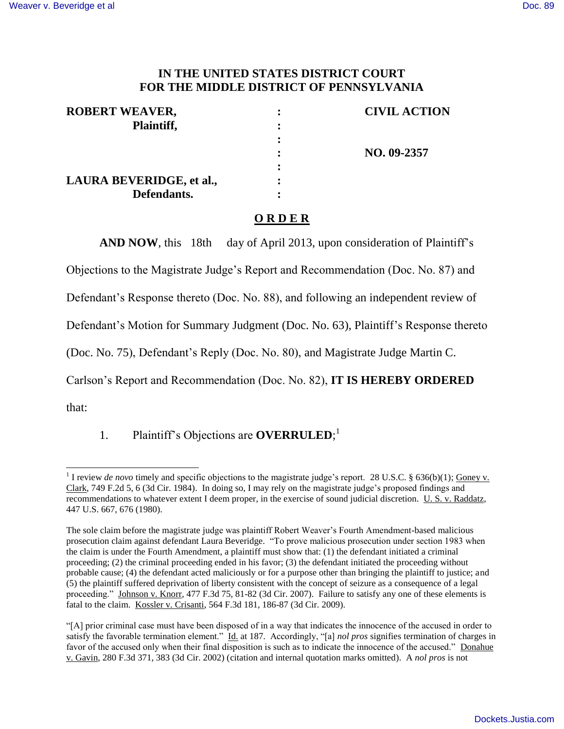# IN THE UNITED STATES DISTRICT COURT FOR THE MIDDLE DISTRICT OF PENNSYLVANIA

| | | |
|---|---|---|
| **ROBERT WEAVER,** | : | **CIVIL ACTION** |
| **Plaintiff,** | : | |
| | : | |
| | : | **NO. 09-2357** |
| | : | |
| **LAURA BEVERIDGE, et al.,** | : | |
| **Defendants.** | : | |

## O R D E R

**AND NOW**, this 18th day of April 2013, upon consideration of Plaintiff's Objections to the Magistrate Judge's Report and Recommendation (Doc. No. 87) and Defendant's Response thereto (Doc. No. 88), and following an independent review of Defendant's Motion for Summary Judgment (Doc. No. 63), Plaintiff's Response thereto (Doc. No. 75), Defendant's Reply (Doc. No. 80), and Magistrate Judge Martin C. Carlson's Report and Recommendation (Doc. No. 82), **IT IS HEREBY ORDERED** that:

1. Plaintiff's Objections are **OVERRULED**;[1]

---

[1] I review *de novo* timely and specific objections to the magistrate judge's report. 28 U.S.C. § 636(b)(1); Goney v. Clark, 749 F.2d 5, 6 (3d Cir. 1984). In doing so, I may rely on the magistrate judge's proposed findings and recommendations to whatever extent I deem proper, in the exercise of sound judicial discretion. U. S. v. Raddatz, 447 U.S. 667, 676 (1980).

The sole claim before the magistrate judge was plaintiff Robert Weaver's Fourth Amendment-based malicious prosecution claim against defendant Laura Beveridge. "To prove malicious prosecution under section 1983 when the claim is under the Fourth Amendment, a plaintiff must show that: (1) the defendant initiated a criminal proceeding; (2) the criminal proceeding ended in his favor; (3) the defendant initiated the proceeding without probable cause; (4) the defendant acted maliciously or for a purpose other than bringing the plaintiff to justice; and (5) the plaintiff suffered deprivation of liberty consistent with the concept of seizure as a consequence of a legal proceeding." Johnson v. Knorr, 477 F.3d 75, 81-82 (3d Cir. 2007). Failure to satisfy any one of these elements is fatal to the claim. Kossler v. Crisanti, 564 F.3d 181, 186-87 (3d Cir. 2009).

"[A] prior criminal case must have been disposed of in a way that indicates the innocence of the accused in order to satisfy the favorable termination element." Id. at 187. Accordingly, "[a] *nol pros* signifies termination of charges in favor of the accused only when their final disposition is such as to indicate the innocence of the accused." Donahue v. Gavin, 280 F.3d 371, 383 (3d Cir. 2002) (citation and internal quotation marks omitted). A *nol pros* is not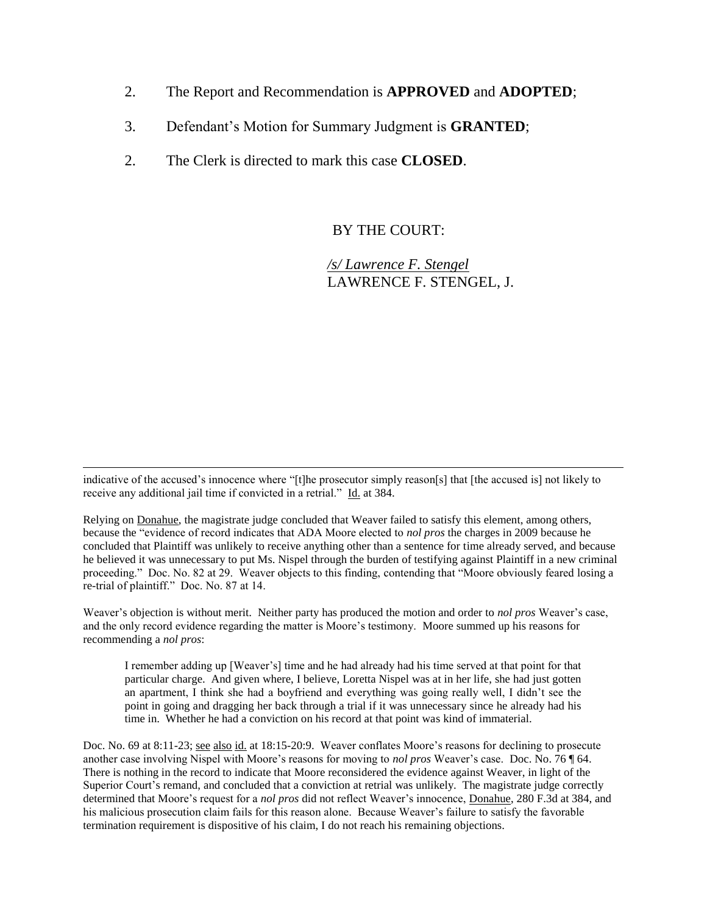2. The Report and Recommendation is **APPROVED** and **ADOPTED**;

3. Defendant's Motion for Summary Judgment is **GRANTED**;

2. The Clerk is directed to mark this case **CLOSED**.

BY THE COURT:

*/s/ Lawrence F. Stengel*
LAWRENCE F. STENGEL, J.

---

indicative of the accused's innocence where "[t]he prosecutor simply reason[s] that [the accused is] not likely to receive any additional jail time if convicted in a retrial." Id. at 384.

Relying on Donahue, the magistrate judge concluded that Weaver failed to satisfy this element, among others, because the "evidence of record indicates that ADA Moore elected to *nol pros* the charges in 2009 because he concluded that Plaintiff was unlikely to receive anything other than a sentence for time already served, and because he believed it was unnecessary to put Ms. Nispel through the burden of testifying against Plaintiff in a new criminal proceeding." Doc. No. 82 at 29. Weaver objects to this finding, contending that "Moore obviously feared losing a re-trial of plaintiff." Doc. No. 87 at 14.

Weaver's objection is without merit. Neither party has produced the motion and order to *nol pros* Weaver's case, and the only record evidence regarding the matter is Moore's testimony. Moore summed up his reasons for recommending a *nol pros*:

> I remember adding up [Weaver's] time and he had already had his time served at that point for that particular charge. And given where, I believe, Loretta Nispel was at in her life, she had just gotten an apartment, I think she had a boyfriend and everything was going really well, I didn't see the point in going and dragging her back through a trial if it was unnecessary since he already had his time in. Whether he had a conviction on his record at that point was kind of immaterial.

Doc. No. 69 at 8:11-23; see also id. at 18:15-20:9. Weaver conflates Moore's reasons for declining to prosecute another case involving Nispel with Moore's reasons for moving to *nol pros* Weaver's case. Doc. No. 76 ¶ 64. There is nothing in the record to indicate that Moore reconsidered the evidence against Weaver, in light of the Superior Court's remand, and concluded that a conviction at retrial was unlikely. The magistrate judge correctly determined that Moore's request for a *nol pros* did not reflect Weaver's innocence, Donahue, 280 F.3d at 384, and his malicious prosecution claim fails for this reason alone. Because Weaver's failure to satisfy the favorable termination requirement is dispositive of his claim, I do not reach his remaining objections.